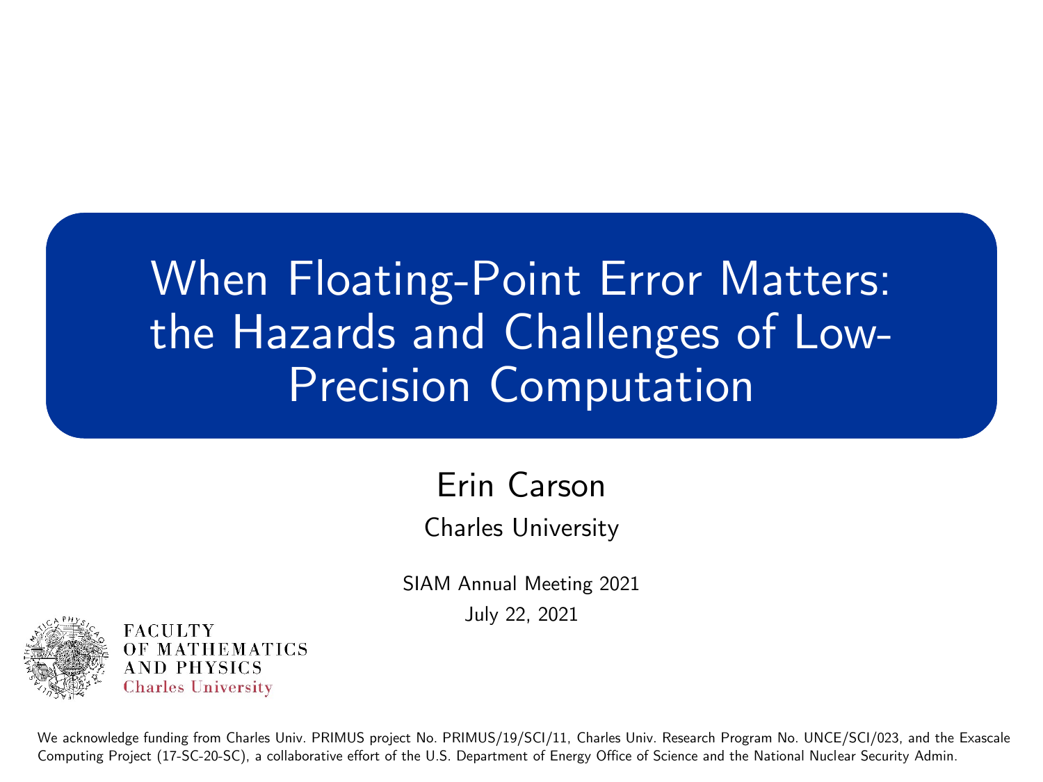# When Floating-Point Error Matters: the Hazards and Challenges of Low-Precision Computation

Erin Carson

Charles University

SIAM Annual Meeting 2021

July 22, 2021

FACULTY OF MATHEMATICS AND PHYSICS
Charles University

We acknowledge funding from Charles Univ. PRIMUS project No. PRIMUS/19/SCI/11, Charles Univ. Research Program No. UNCE/SCI/023, and the Exascale Computing Project (17-SC-20-SC), a collaborative effort of the U.S. Department of Energy Office of Science and the National Nuclear Security Admin.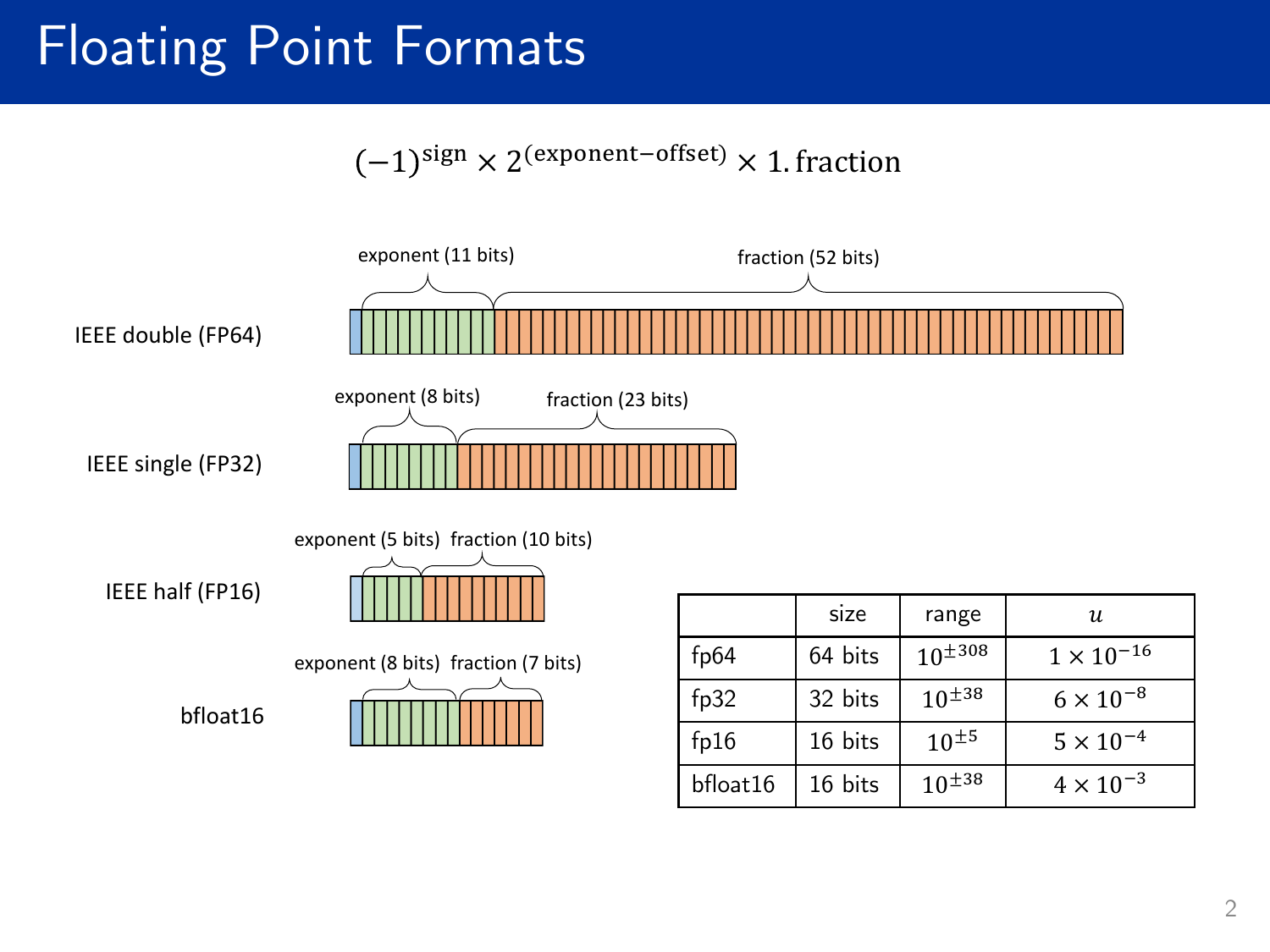# Floating Point Formats

$$(-1)^{\text{sign}} \times 2^{(\text{exponent}-\text{offset})} \times 1.\text{fraction}$$

IEEE double (FP64): exponent (11 bits), fraction (52 bits)

IEEE single (FP32): exponent (8 bits), fraction (23 bits)

IEEE half (FP16): exponent (5 bits), fraction (10 bits)

bfloat16: exponent (8 bits), fraction (7 bits)

| | size | range | $u$ |
|---|---|---|---|
| fp64 | 64 bits | $10^{\pm 308}$ | $1 \times 10^{-16}$ |
| fp32 | 32 bits | $10^{\pm 38}$ | $6 \times 10^{-8}$ |
| fp16 | 16 bits | $10^{\pm 5}$ | $5 \times 10^{-4}$ |
| bfloat16 | 16 bits | $10^{\pm 38}$ | $4 \times 10^{-3}$ |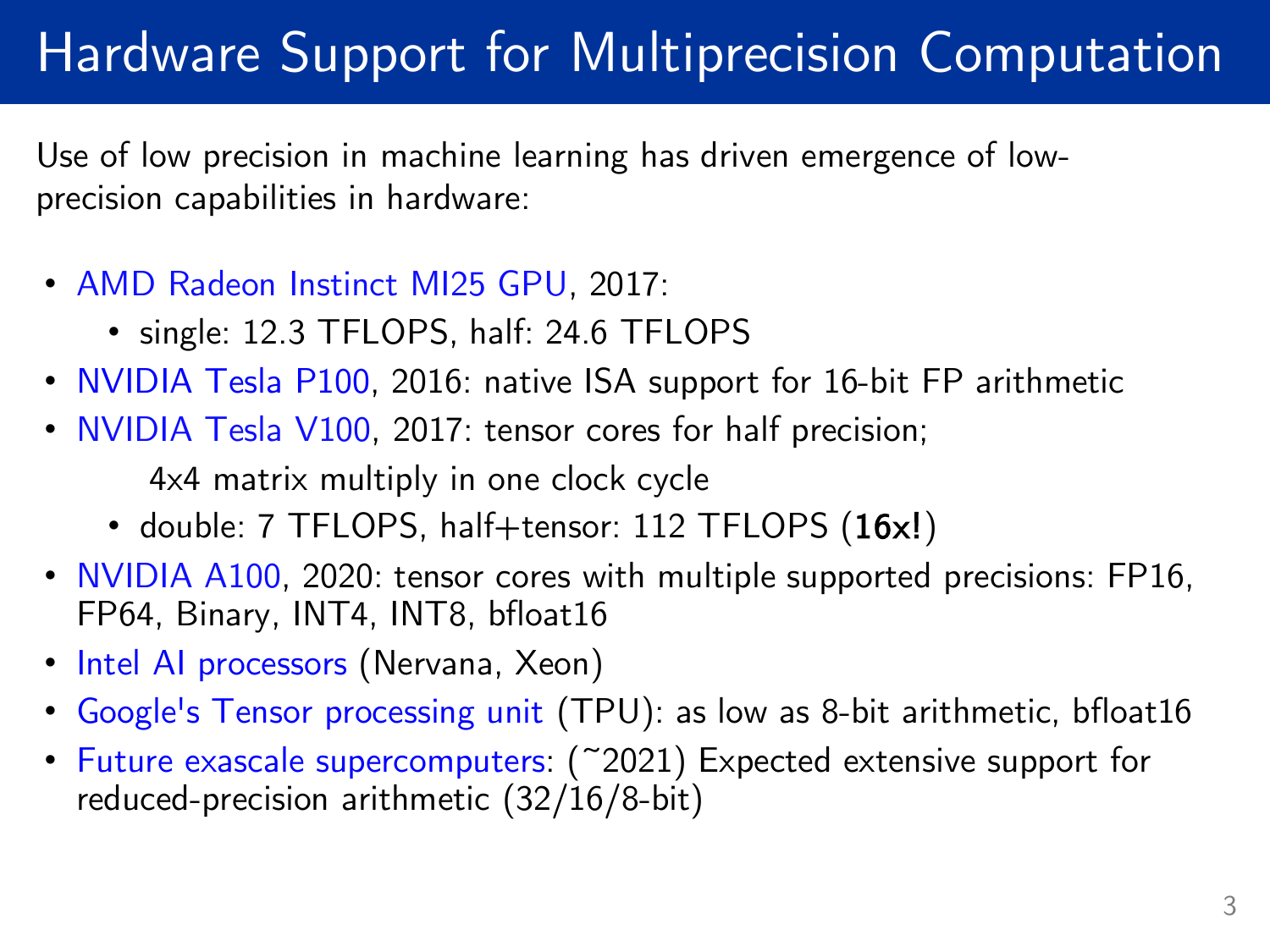# Hardware Support for Multiprecision Computation

Use of low precision in machine learning has driven emergence of low-precision capabilities in hardware:

- AMD Radeon Instinct MI25 GPU, 2017:
  - single: 12.3 TFLOPS, half: 24.6 TFLOPS
- NVIDIA Tesla P100, 2016: native ISA support for 16-bit FP arithmetic
- NVIDIA Tesla V100, 2017: tensor cores for half precision;

  4x4 matrix multiply in one clock cycle
  - double: 7 TFLOPS, half+tensor: 112 TFLOPS (**16x!**)
- NVIDIA A100, 2020: tensor cores with multiple supported precisions: FP16, FP64, Binary, INT4, INT8, bfloat16
- Intel AI processors (Nervana, Xeon)
- Google's Tensor processing unit (TPU): as low as 8-bit arithmetic, bfloat16
- Future exascale supercomputers: (~2021) Expected extensive support for reduced-precision arithmetic (32/16/8-bit)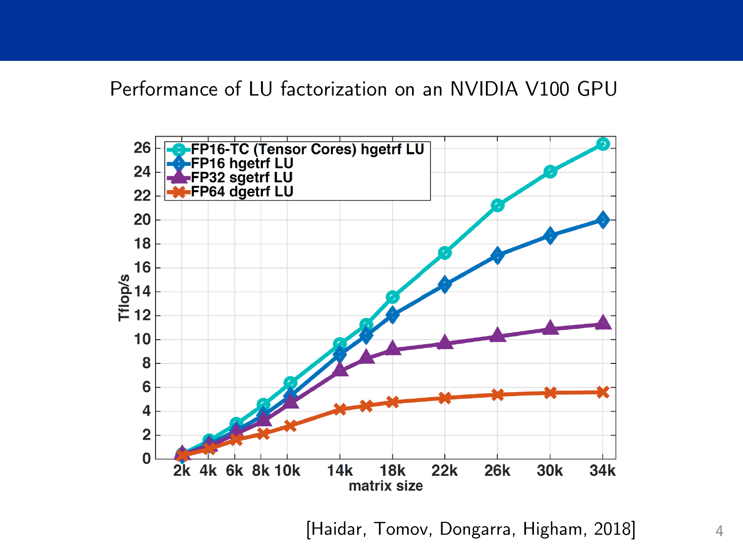Performance of LU factorization on an NVIDIA V100 GPU

[Haidar, Tomov, Dongarra, Higham, 2018]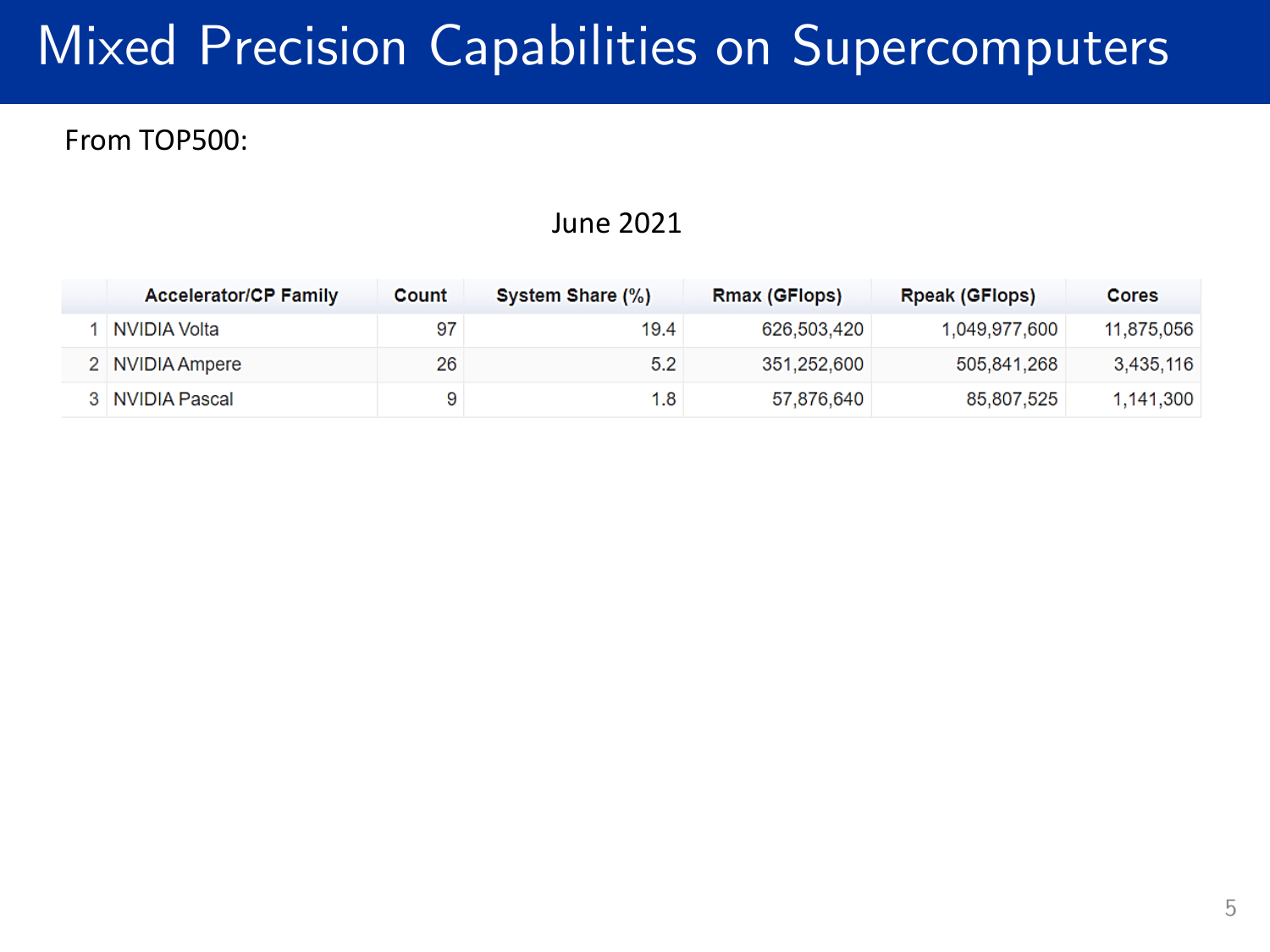# Mixed Precision Capabilities on Supercomputers

From TOP500:

June 2021

| | Accelerator/CP Family | Count | System Share (%) | Rmax (GFlops) | Rpeak (GFlops) | Cores |
|---|---|---|---|---|---|---|
| 1 | NVIDIA Volta | 97 | 19.4 | 626,503,420 | 1,049,977,600 | 11,875,056 |
| 2 | NVIDIA Ampere | 26 | 5.2 | 351,252,600 | 505,841,268 | 3,435,116 |
| 3 | NVIDIA Pascal | 9 | 1.8 | 57,876,640 | 85,807,525 | 1,141,300 |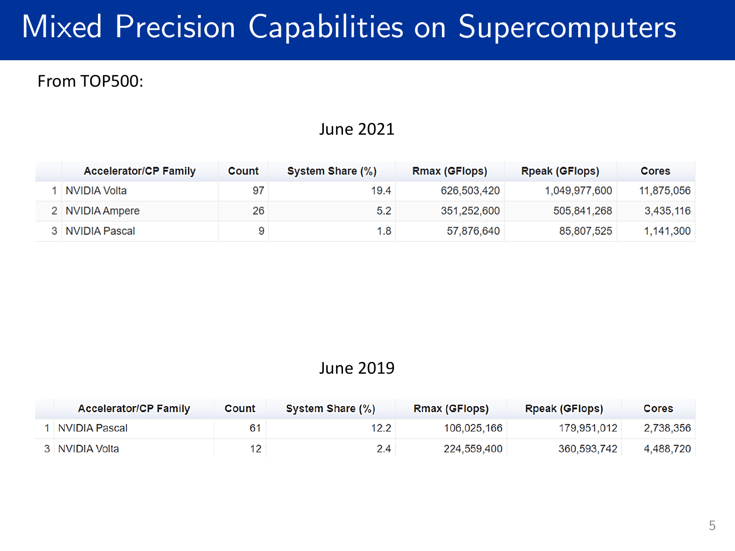# Mixed Precision Capabilities on Supercomputers

From TOP500:

June 2021

| | Accelerator/CP Family | Count | System Share (%) | Rmax (GFlops) | Rpeak (GFlops) | Cores |
|---|---|---|---|---|---|---|
| 1 | NVIDIA Volta | 97 | 19.4 | 626,503,420 | 1,049,977,600 | 11,875,056 |
| 2 | NVIDIA Ampere | 26 | 5.2 | 351,252,600 | 505,841,268 | 3,435,116 |
| 3 | NVIDIA Pascal | 9 | 1.8 | 57,876,640 | 85,807,525 | 1,141,300 |

June 2019

| | Accelerator/CP Family | Count | System Share (%) | Rmax (GFlops) | Rpeak (GFlops) | Cores |
|---|---|---|---|---|---|---|
| 1 | NVIDIA Pascal | 61 | 12.2 | 106,025,166 | 179,951,012 | 2,738,356 |
| 3 | NVIDIA Volta | 12 | 2.4 | 224,559,400 | 360,593,742 | 4,488,720 |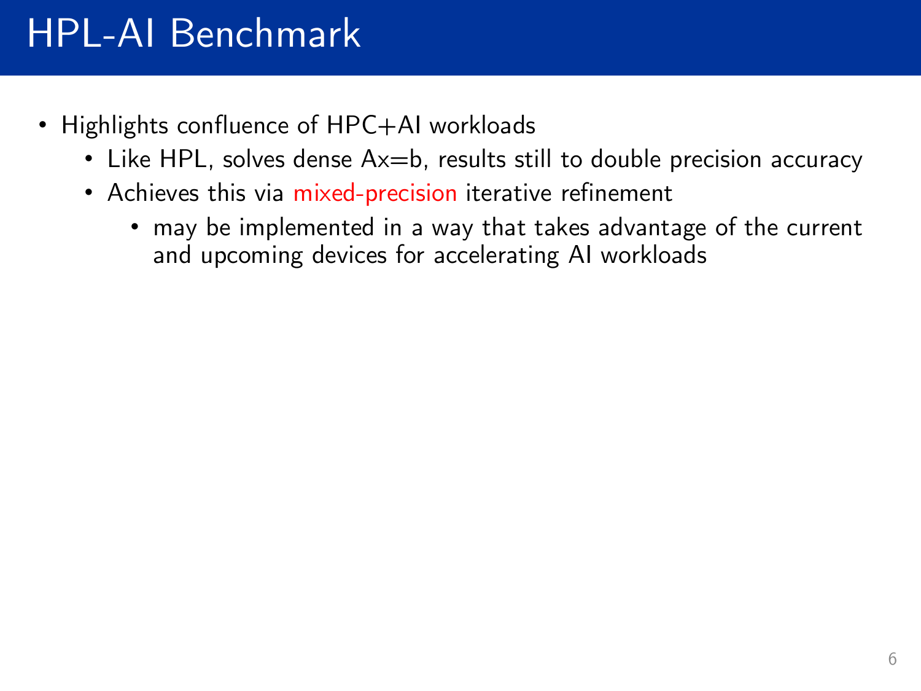# HPL-AI Benchmark

- Highlights confluence of HPC+AI workloads
  - Like HPL, solves dense Ax=b, results still to double precision accuracy
  - Achieves this via mixed-precision iterative refinement
    - may be implemented in a way that takes advantage of the current and upcoming devices for accelerating AI workloads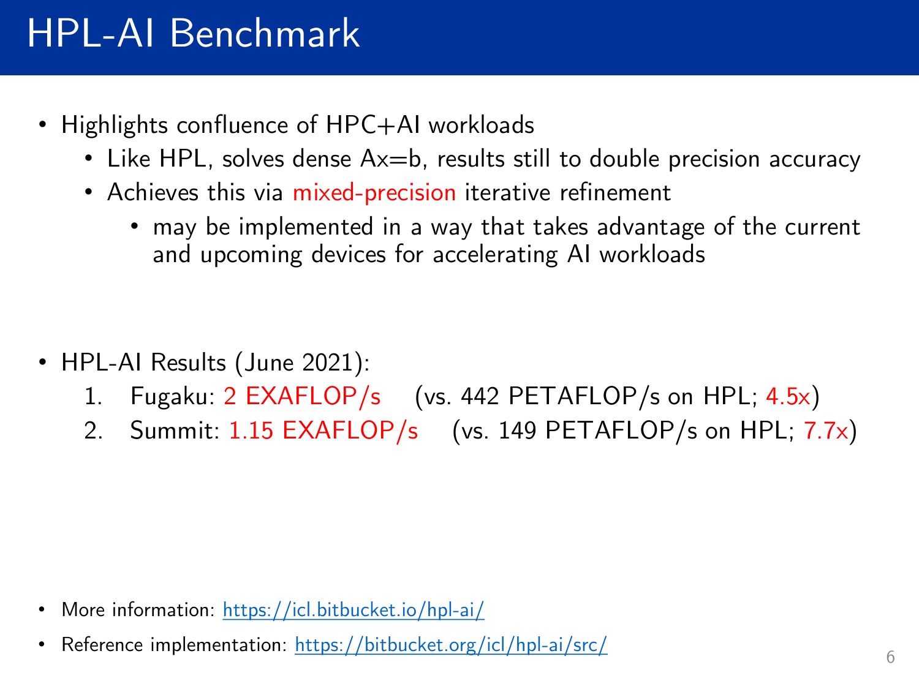# HPL-AI Benchmark

- Highlights confluence of HPC+AI workloads
  - Like HPL, solves dense Ax=b, results still to double precision accuracy
  - Achieves this via mixed-precision iterative refinement
    - may be implemented in a way that takes advantage of the current and upcoming devices for accelerating AI workloads

- HPL-AI Results (June 2021):
  1. Fugaku: 2 EXAFLOP/s (vs. 442 PETAFLOP/s on HPL; 4.5x)
  2. Summit: 1.15 EXAFLOP/s (vs. 149 PETAFLOP/s on HPL; 7.7x)

- More information: https://icl.bitbucket.io/hpl-ai/
- Reference implementation: https://bitbucket.org/icl/hpl-ai/src/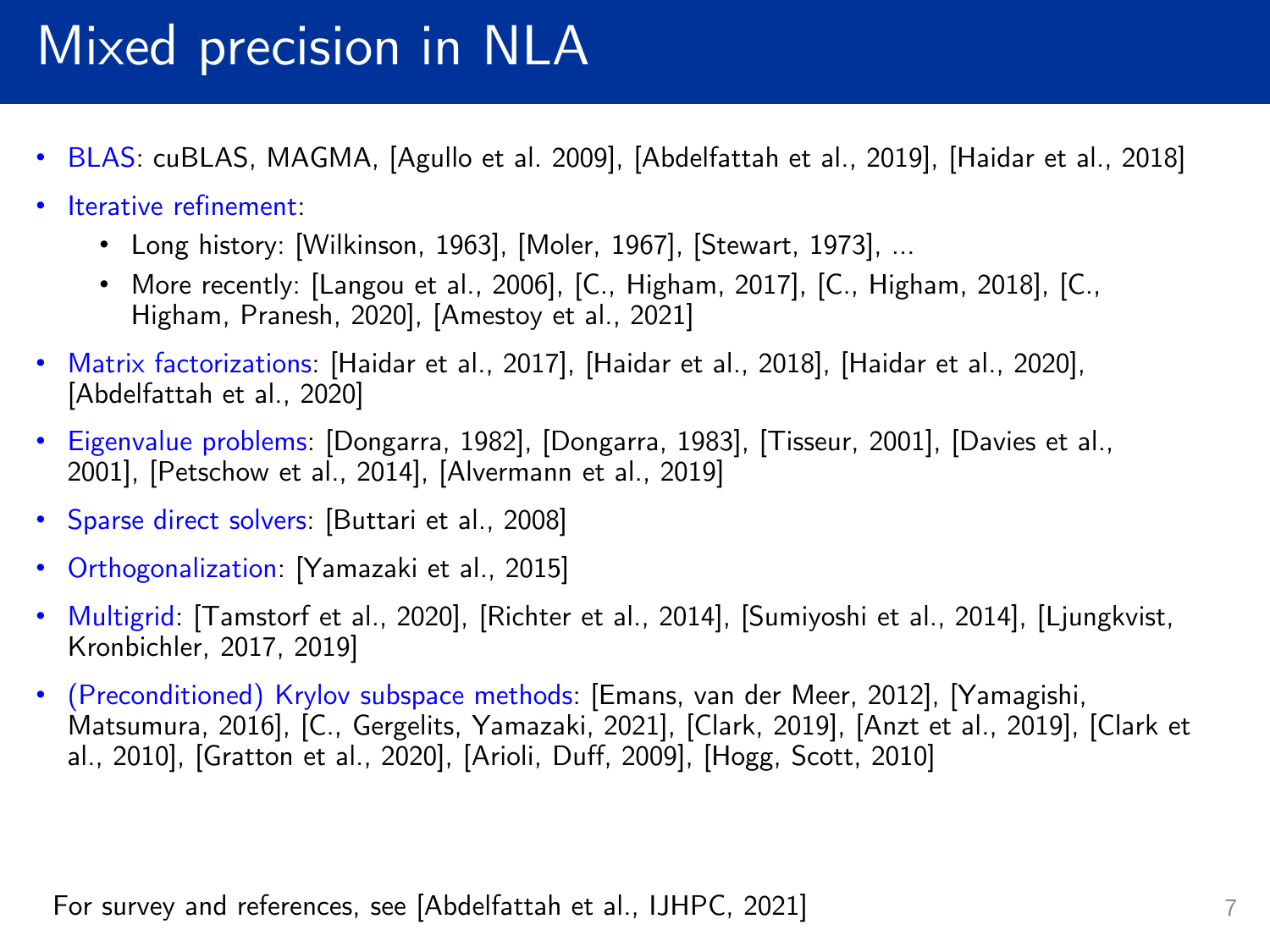# Mixed precision in NLA

- BLAS: cuBLAS, MAGMA, [Agullo et al. 2009], [Abdelfattah et al., 2019], [Haidar et al., 2018]
- Iterative refinement:
  - Long history: [Wilkinson, 1963], [Moler, 1967], [Stewart, 1973], ...
  - More recently: [Langou et al., 2006], [C., Higham, 2017], [C., Higham, 2018], [C., Higham, Pranesh, 2020], [Amestoy et al., 2021]
- Matrix factorizations: [Haidar et al., 2017], [Haidar et al., 2018], [Haidar et al., 2020], [Abdelfattah et al., 2020]
- Eigenvalue problems: [Dongarra, 1982], [Dongarra, 1983], [Tisseur, 2001], [Davies et al., 2001], [Petschow et al., 2014], [Alvermann et al., 2019]
- Sparse direct solvers: [Buttari et al., 2008]
- Orthogonalization: [Yamazaki et al., 2015]
- Multigrid: [Tamstorf et al., 2020], [Richter et al., 2014], [Sumiyoshi et al., 2014], [Ljungkvist, Kronbichler, 2017, 2019]
- (Preconditioned) Krylov subspace methods: [Emans, van der Meer, 2012], [Yamagishi, Matsumura, 2016], [C., Gergelits, Yamazaki, 2021], [Clark, 2019], [Anzt et al., 2019], [Clark et al., 2010], [Gratton et al., 2020], [Arioli, Duff, 2009], [Hogg, Scott, 2010]

For survey and references, see [Abdelfattah et al., IJHPC, 2021]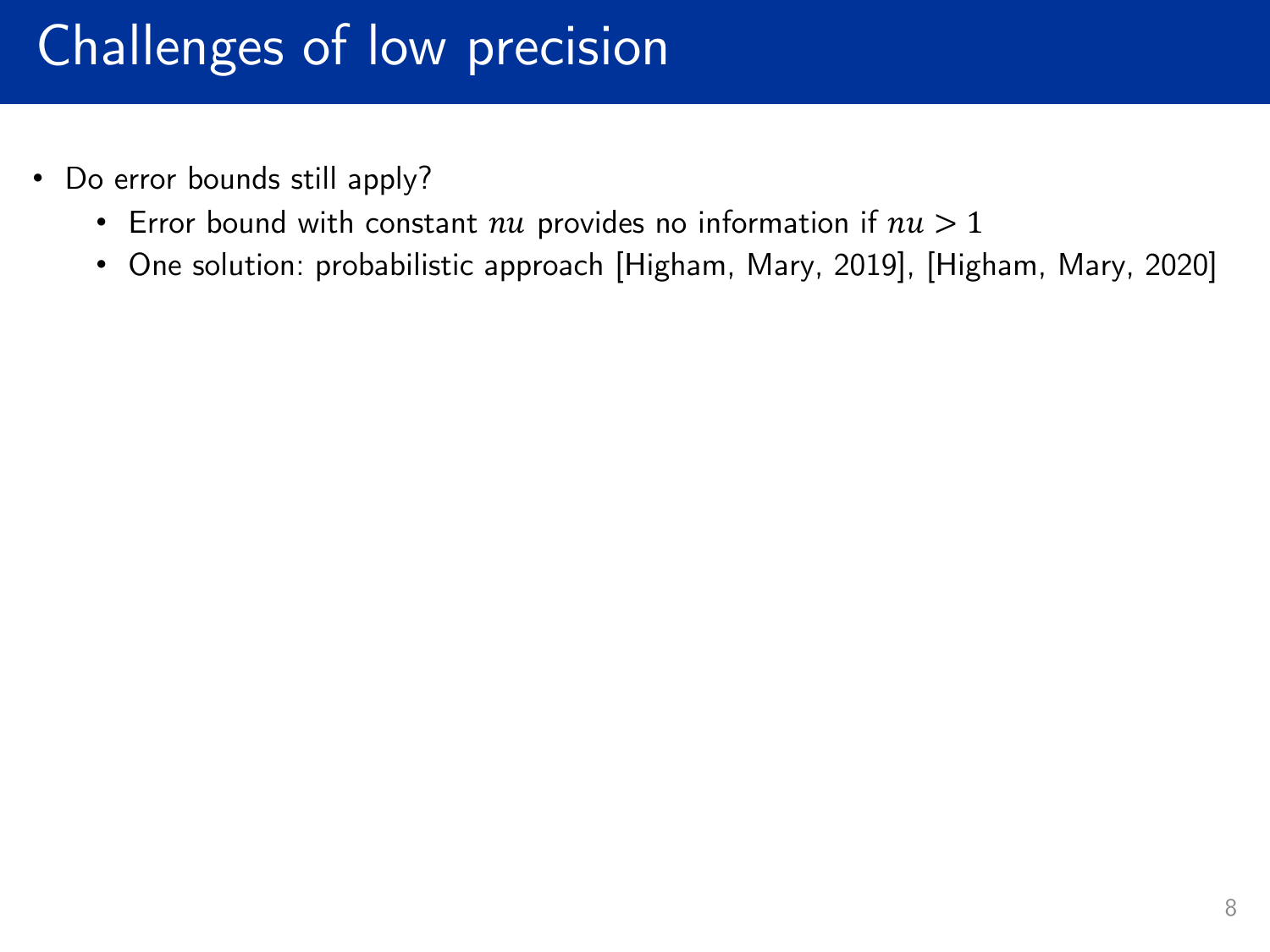# Challenges of low precision

- Do error bounds still apply?
  - Error bound with constant $nu$ provides no information if $nu > 1$
  - One solution: probabilistic approach [Higham, Mary, 2019], [Higham, Mary, 2020]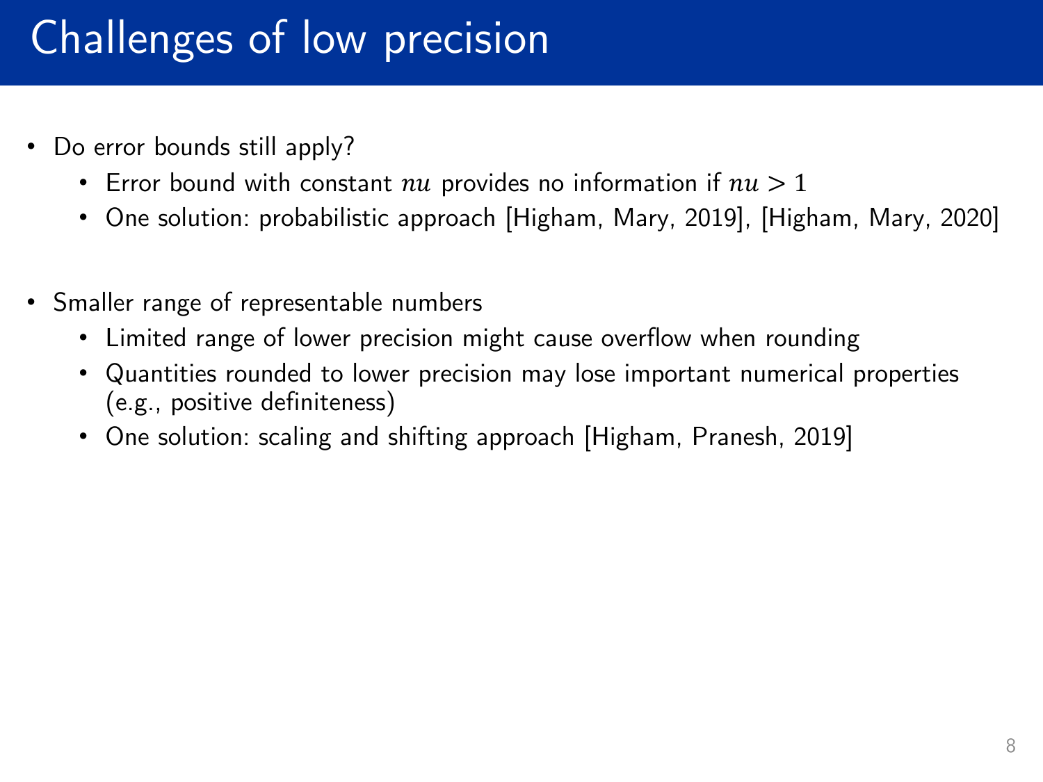# Challenges of low precision

- Do error bounds still apply?
  - Error bound with constant $nu$ provides no information if $nu > 1$
  - One solution: probabilistic approach [Higham, Mary, 2019], [Higham, Mary, 2020]

- Smaller range of representable numbers
  - Limited range of lower precision might cause overflow when rounding
  - Quantities rounded to lower precision may lose important numerical properties (e.g., positive definiteness)
  - One solution: scaling and shifting approach [Higham, Pranesh, 2019]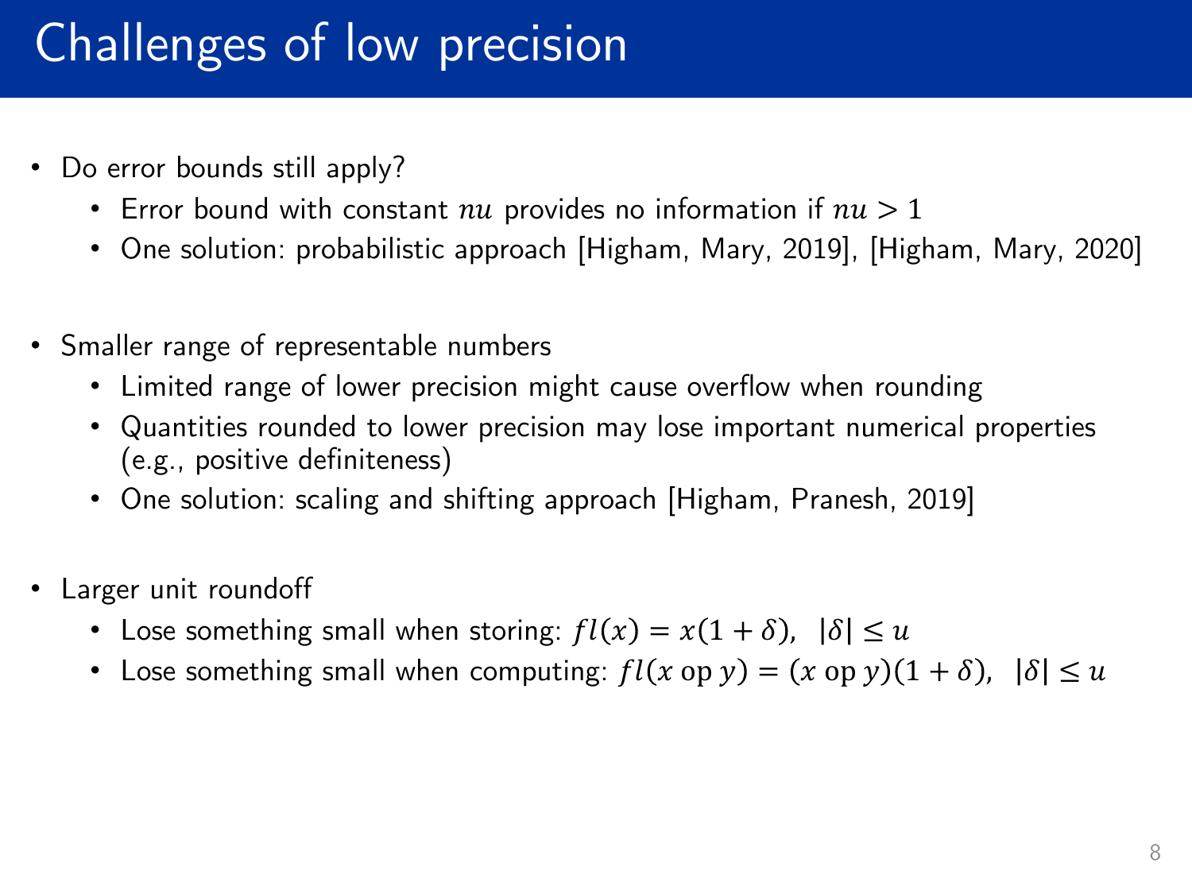# Challenges of low precision

- Do error bounds still apply?
  - Error bound with constant $nu$ provides no information if $nu > 1$
  - One solution: probabilistic approach [Higham, Mary, 2019], [Higham, Mary, 2020]

- Smaller range of representable numbers
  - Limited range of lower precision might cause overflow when rounding
  - Quantities rounded to lower precision may lose important numerical properties (e.g., positive definiteness)
  - One solution: scaling and shifting approach [Higham, Pranesh, 2019]

- Larger unit roundoff
  - Lose something small when storing: $fl(x) = x(1 + \delta),\ \ |\delta| \leq u$
  - Lose something small when computing: $fl(x \text{ op } y) = (x \text{ op } y)(1 + \delta),\ \ |\delta| \leq u$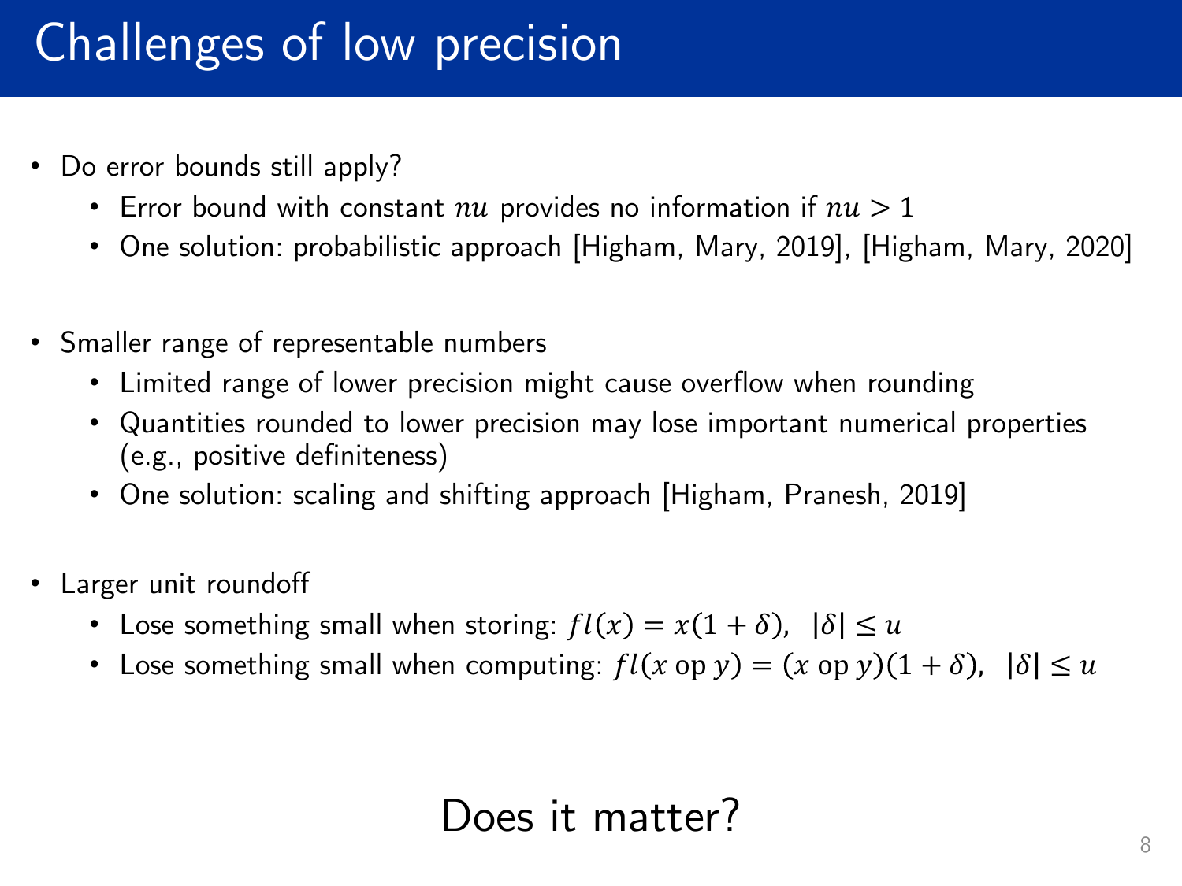# Challenges of low precision

- Do error bounds still apply?
  - Error bound with constant $nu$ provides no information if $nu > 1$
  - One solution: probabilistic approach [Higham, Mary, 2019], [Higham, Mary, 2020]

- Smaller range of representable numbers
  - Limited range of lower precision might cause overflow when rounding
  - Quantities rounded to lower precision may lose important numerical properties (e.g., positive definiteness)
  - One solution: scaling and shifting approach [Higham, Pranesh, 2019]

- Larger unit roundoff
  - Lose something small when storing: $fl(x) = x(1+\delta), \ \ |\delta| \leq u$
  - Lose something small when computing: $fl(x \text{ op } y) = (x \text{ op } y)(1+\delta), \ \ |\delta| \leq u$

Does it matter?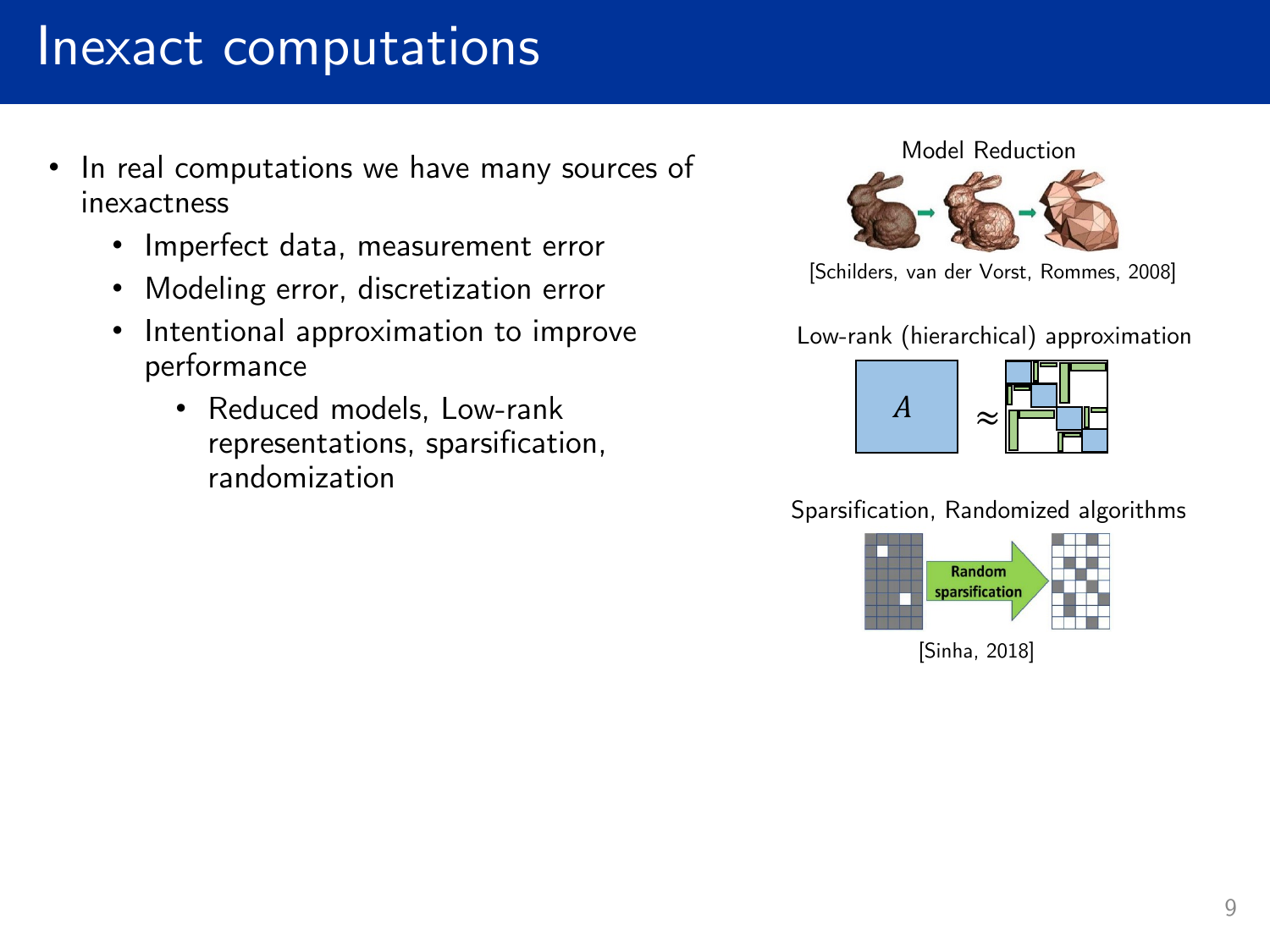# Inexact computations

- In real computations we have many sources of inexactness
  - Imperfect data, measurement error
  - Modeling error, discretization error
  - Intentional approximation to improve performance
    - Reduced models, Low-rank representations, sparsification, randomization

Model Reduction

[Schilders, van der Vorst, Rommes, 2008]

Low-rank (hierarchical) approximation

$A \approx$

Sparsification, Randomized algorithms

Random sparsification

[Sinha, 2018]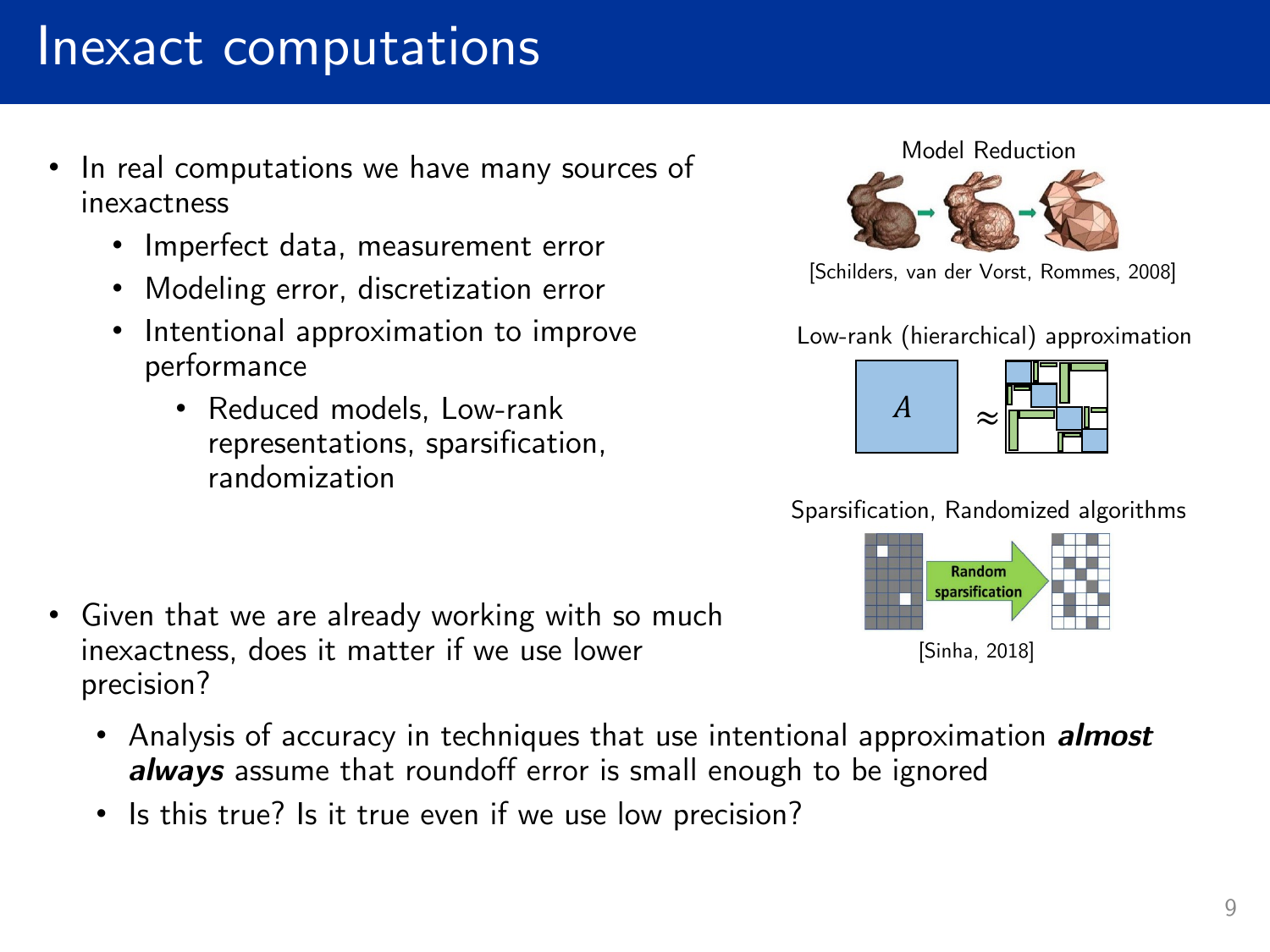# Inexact computations

- In real computations we have many sources of inexactness
  - Imperfect data, measurement error
  - Modeling error, discretization error
  - Intentional approximation to improve performance
    - Reduced models, Low-rank representations, sparsification, randomization

Model Reduction

[Schilders, van der Vorst, Rommes, 2008]

Low-rank (hierarchical) approximation

$A \approx$

Sparsification, Randomized algorithms

Random sparsification

[Sinha, 2018]

- Given that we are already working with so much inexactness, does it matter if we use lower precision?
  - Analysis of accuracy in techniques that use intentional approximation ***almost always*** assume that roundoff error is small enough to be ignored
  - Is this true? Is it true even if we use low precision?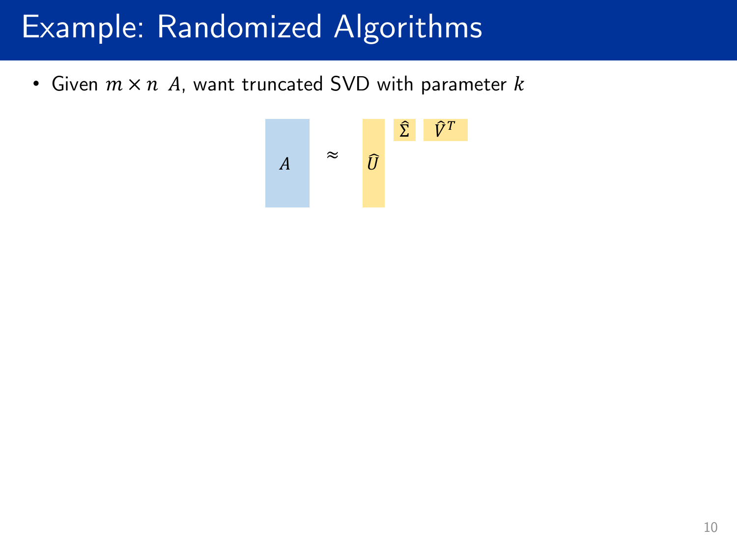# Example: Randomized Algorithms

- Given $m \times n$ $A$, want truncated SVD with parameter $k$

$$A \approx \hat{U} \hat{\Sigma} \hat{V}^T$$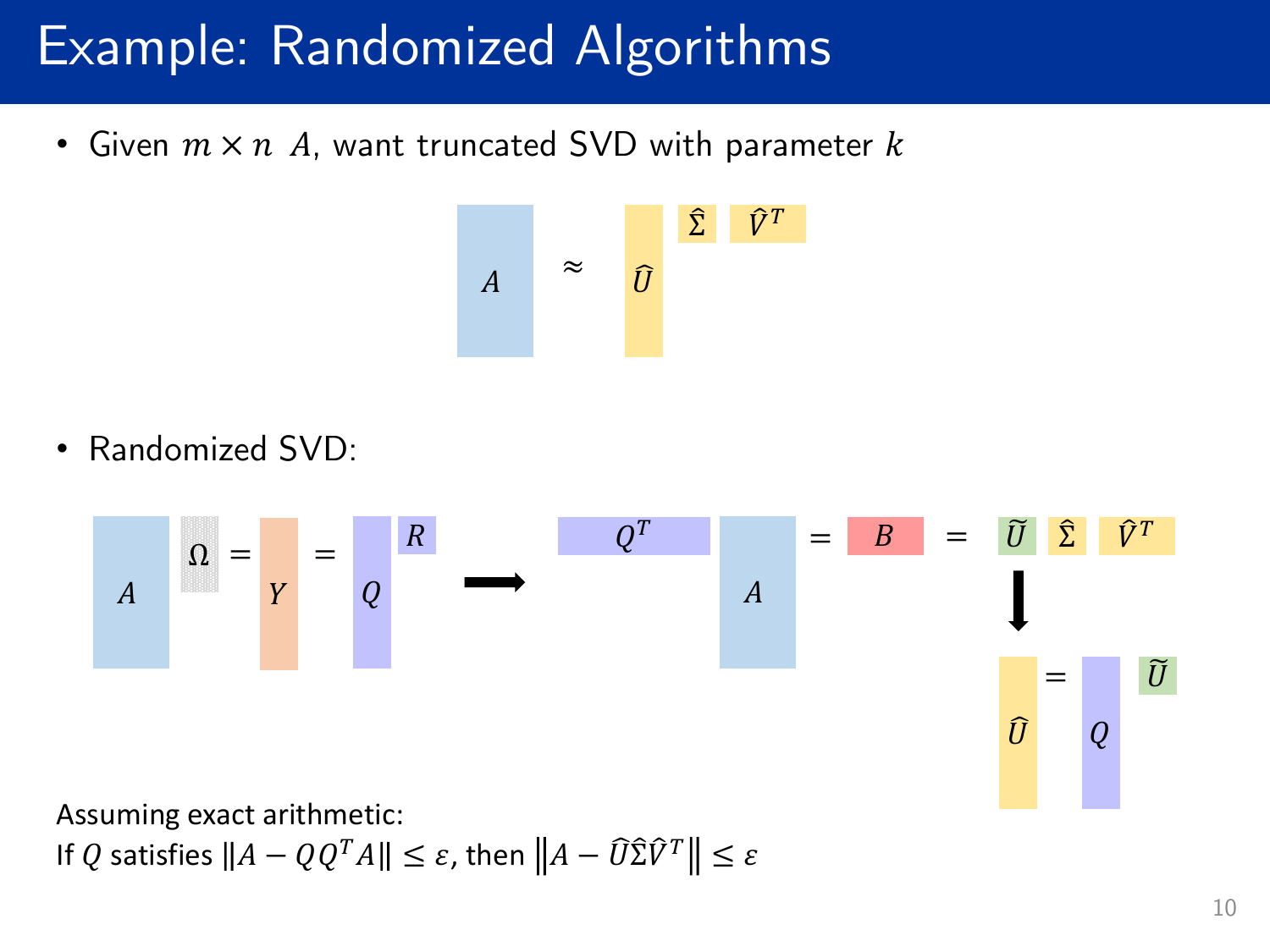# Example: Randomized Algorithms

- Given $m \times n$ $A$, want truncated SVD with parameter $k$

$$A \approx \hat{U} \hat{\Sigma} \hat{V}^T$$

- Randomized SVD:

$$A \Omega = Y = QR \longrightarrow Q^T A = B = \tilde{U} \hat{\Sigma} \hat{V}^T$$

$$\hat{U} = Q \tilde{U}$$

Assuming exact arithmetic:
If $Q$ satisfies $\|A - QQ^T A\| \leq \varepsilon$, then $\left\|A - \hat{U}\hat{\Sigma}\hat{V}^T\right\| \leq \varepsilon$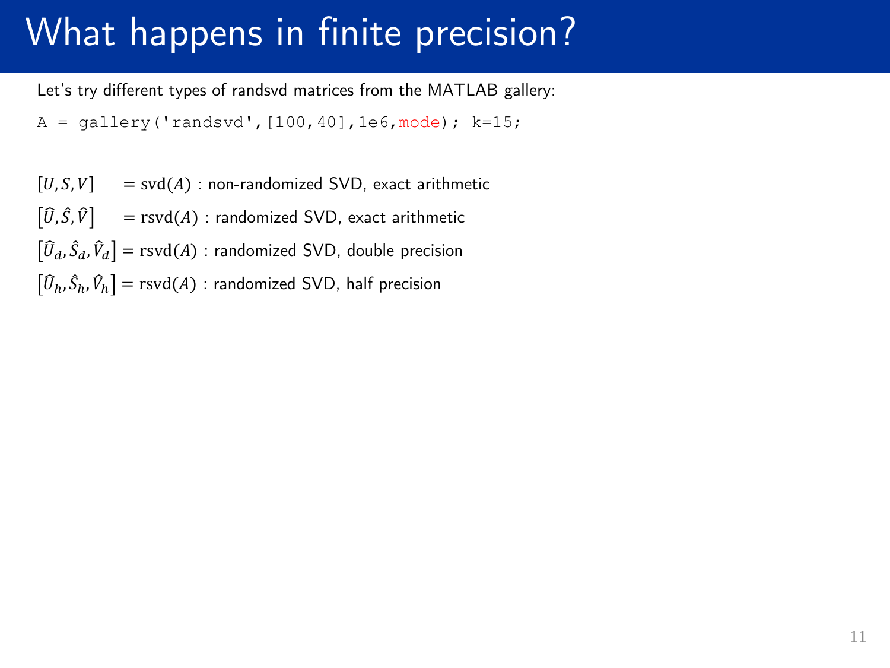# What happens in finite precision?

Let's try different types of randsvd matrices from the MATLAB gallery:

```
A = gallery('randsvd',[100,40],1e6,mode); k=15;
```

$[U, S, V] = \text{svd}(A)$ : non-randomized SVD, exact arithmetic

$[\hat{U}, \hat{S}, \hat{V}] = \text{rsvd}(A)$ : randomized SVD, exact arithmetic

$[\hat{U}_d, \hat{S}_d, \hat{V}_d] = \text{rsvd}(A)$ : randomized SVD, double precision

$[\hat{U}_h, \hat{S}_h, \hat{V}_h] = \text{rsvd}(A)$ : randomized SVD, half precision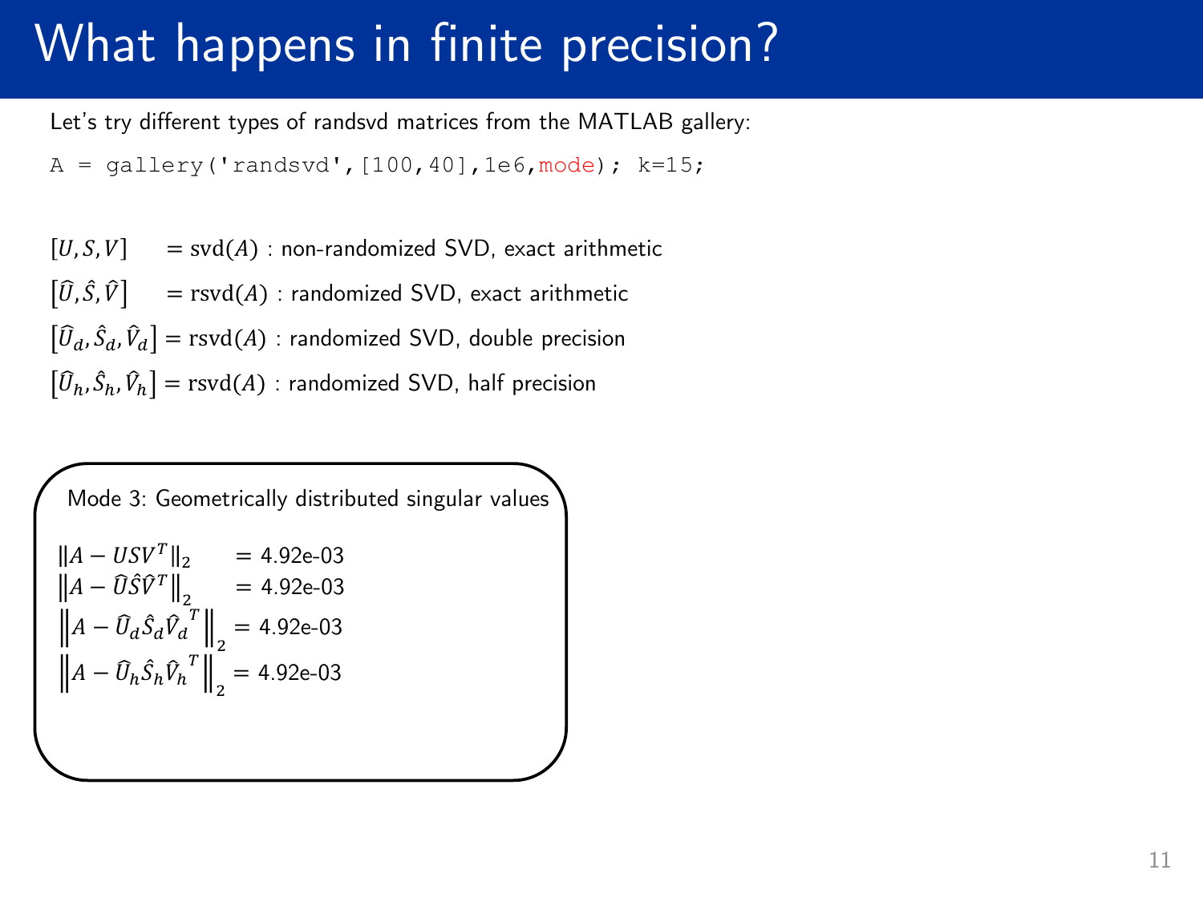# What happens in finite precision?

Let's try different types of randsvd matrices from the MATLAB gallery:

```
A = gallery('randsvd',[100,40],1e6,mode); k=15;
```

$[U,S,V] = \mathrm{svd}(A)$ : non-randomized SVD, exact arithmetic

$[\widehat{U},\hat{S},\widehat{V}] = \mathrm{rsvd}(A)$ : randomized SVD, exact arithmetic

$[\widehat{U}_d,\hat{S}_d,\widehat{V}_d] = \mathrm{rsvd}(A)$ : randomized SVD, double precision

$[\widehat{U}_h,\hat{S}_h,\widehat{V}_h] = \mathrm{rsvd}(A)$ : randomized SVD, half precision

Mode 3: Geometrically distributed singular values

$\|A - USV^T\|_2$ = 4.92e-03

$\|A - \widehat{U}\hat{S}\widehat{V}^T\|_2$ = 4.92e-03

$\|A - \widehat{U}_d\hat{S}_d{\widehat{V}_d}^T\|_2$ = 4.92e-03

$\|A - \widehat{U}_h\hat{S}_h{\widehat{V}_h}^T\|_2$ = 4.92e-03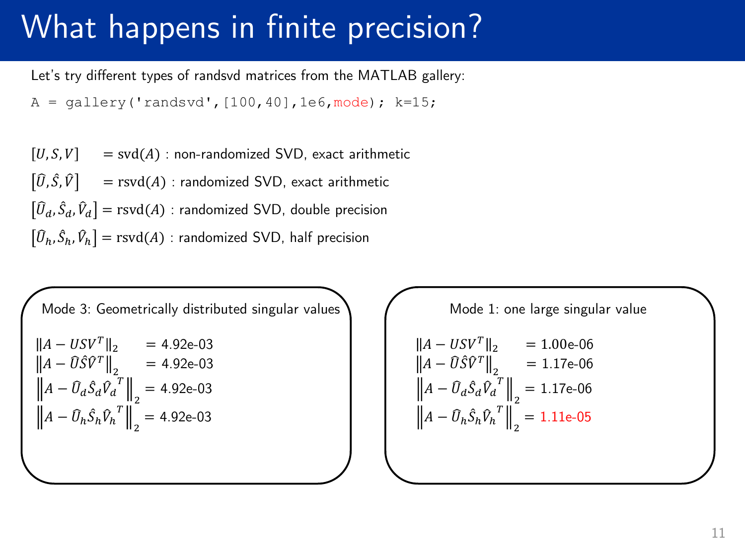# What happens in finite precision?

Let's try different types of randsvd matrices from the MATLAB gallery:

```
A = gallery('randsvd',[100,40],1e6,mode); k=15;
```

$[U, S, V] = \text{svd}(A)$ : non-randomized SVD, exact arithmetic

$[\hat{U}, \hat{S}, \hat{V}] = \text{rsvd}(A)$ : randomized SVD, exact arithmetic

$[\hat{U}_d, \hat{S}_d, \hat{V}_d] = \text{rsvd}(A)$ : randomized SVD, double precision

$[\hat{U}_h, \hat{S}_h, \hat{V}_h] = \text{rsvd}(A)$ : randomized SVD, half precision

**Mode 3: Geometrically distributed singular values**

$\|A - USV^T\|_2 = 4.92\text{e-}03$

$\|A - \hat{U}\hat{S}\hat{V}^T\|_2 = 4.92\text{e-}03$

$\|A - \hat{U}_d\hat{S}_d\hat{V}_d^T\|_2 = 4.92\text{e-}03$

$\|A - \hat{U}_h\hat{S}_h\hat{V}_h^T\|_2 = 4.92\text{e-}03$

**Mode 1: one large singular value**

$\|A - USV^T\|_2 = 1.00\text{e-}06$

$\|A - \hat{U}\hat{S}\hat{V}^T\|_2 = 1.17\text{e-}06$

$\|A - \hat{U}_d\hat{S}_d\hat{V}_d^T\|_2 = 1.17\text{e-}06$

$\|A - \hat{U}_h\hat{S}_h\hat{V}_h^T\|_2 = 1.11\text{e-}05$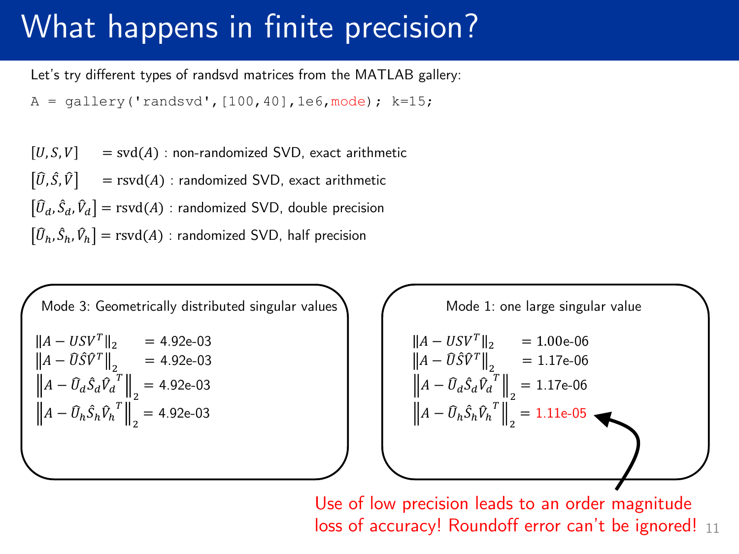# What happens in finite precision?

Let's try different types of randsvd matrices from the MATLAB gallery:

```
A = gallery('randsvd',[100,40],1e6,mode); k=15;
```

$[U, S, V] \quad = \text{svd}(A)$ : non-randomized SVD, exact arithmetic

$[\widehat{U}, \hat{S}, \widehat{V}] \quad = \text{rsvd}(A)$ : randomized SVD, exact arithmetic

$[\widehat{U}_d, \hat{S}_d, \widehat{V}_d] = \text{rsvd}(A)$ : randomized SVD, double precision

$[\widehat{U}_h, \hat{S}_h, \widehat{V}_h] = \text{rsvd}(A)$ : randomized SVD, half precision

**Mode 3: Geometrically distributed singular values**

$\|A - USV^T\|_2 = 4.92\text{e-}03$

$\|A - \widehat{U}\hat{S}\widehat{V}^T\|_2 = 4.92\text{e-}03$

$\|A - \widehat{U}_d\hat{S}_d\widehat{V}_d{}^T\|_2 = 4.92\text{e-}03$

$\|A - \widehat{U}_h\hat{S}_h\widehat{V}_h{}^T\|_2 = 4.92\text{e-}03$

**Mode 1: one large singular value**

$\|A - USV^T\|_2 = 1.00\text{e-}06$

$\|A - \widehat{U}\hat{S}\widehat{V}^T\|_2 = 1.17\text{e-}06$

$\|A - \widehat{U}_d\hat{S}_d\widehat{V}_d{}^T\|_2 = 1.17\text{e-}06$

$\|A - \widehat{U}_h\hat{S}_h\widehat{V}_h{}^T\|_2 = 1.11\text{e-}05$

Use of low precision leads to an order magnitude loss of accuracy! Roundoff error can't be ignored!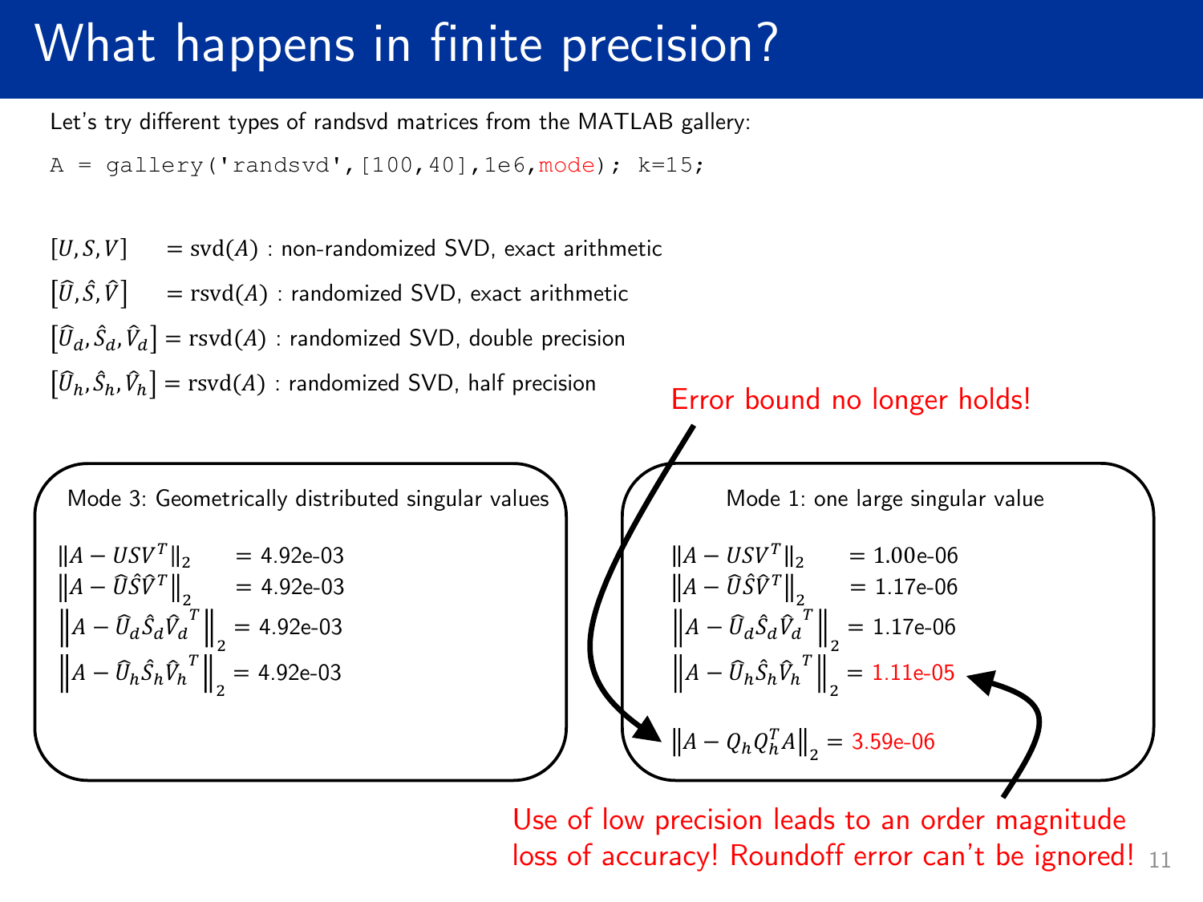# What happens in finite precision?

Let's try different types of randsvd matrices from the MATLAB gallery:

```
A = gallery('randsvd',[100,40],1e6,mode); k=15;
```

$[U, S, V] \quad = \text{svd}(A)$ : non-randomized SVD, exact arithmetic

$[\hat{U}, \hat{S}, \hat{V}] \quad = \text{rsvd}(A)$ : randomized SVD, exact arithmetic

$[\hat{U}_d, \hat{S}_d, \hat{V}_d] = \text{rsvd}(A)$ : randomized SVD, double precision

$[\hat{U}_h, \hat{S}_h, \hat{V}_h] = \text{rsvd}(A)$ : randomized SVD, half precision

**Mode 3: Geometrically distributed singular values**

$\|A - USV^T\|_2 = 4.92\text{e-}03$

$\|A - \hat{U}\hat{S}\hat{V}^T\|_2 = 4.92\text{e-}03$

$\|A - \hat{U}_d\hat{S}_d\hat{V}_d^{\,T}\|_2 = 4.92\text{e-}03$

$\|A - \hat{U}_h\hat{S}_h\hat{V}_h^{\,T}\|_2 = 4.92\text{e-}03$

**Mode 1: one large singular value**

$\|A - USV^T\|_2 = 1.00\text{e-}06$

$\|A - \hat{U}\hat{S}\hat{V}^T\|_2 = 1.17\text{e-}06$

$\|A - \hat{U}_d\hat{S}_d\hat{V}_d^{\,T}\|_2 = 1.17\text{e-}06$

$\|A - \hat{U}_h\hat{S}_h\hat{V}_h^{\,T}\|_2 = 1.11\text{e-}05$

$\|A - Q_h Q_h^T A\|_2 = 3.59\text{e-}06$

Error bound no longer holds!

Use of low precision leads to an order magnitude loss of accuracy! Roundoff error can't be ignored!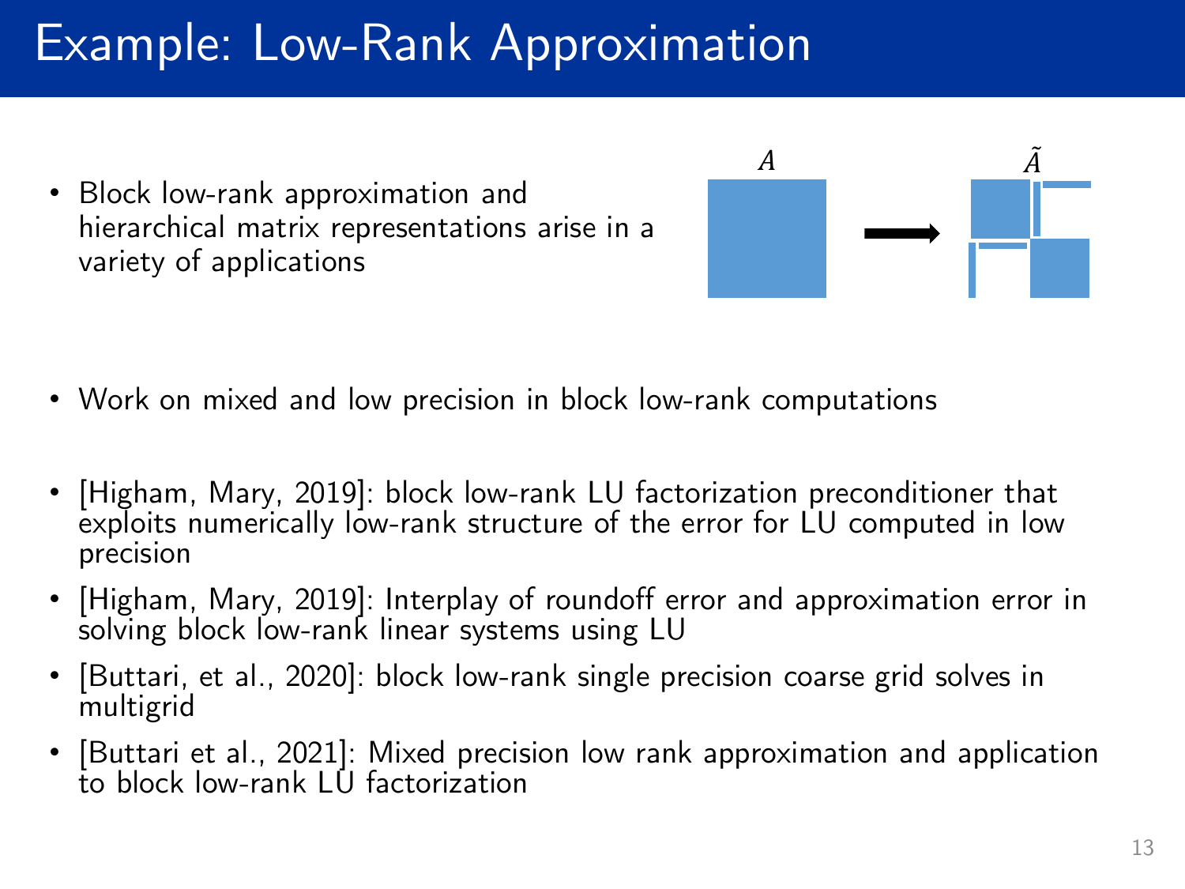# Example: Low-Rank Approximation

- Block low-rank approximation and hierarchical matrix representations arise in a variety of applications

$A$ → $\tilde{A}$

- Work on mixed and low precision in block low-rank computations

- [Higham, Mary, 2019]: block low-rank LU factorization preconditioner that exploits numerically low-rank structure of the error for LU computed in low precision
- [Higham, Mary, 2019]: Interplay of roundoff error and approximation error in solving block low-rank linear systems using LU
- [Buttari, et al., 2020]: block low-rank single precision coarse grid solves in multigrid
- [Buttari et al., 2021]: Mixed precision low rank approximation and application to block low-rank LU factorization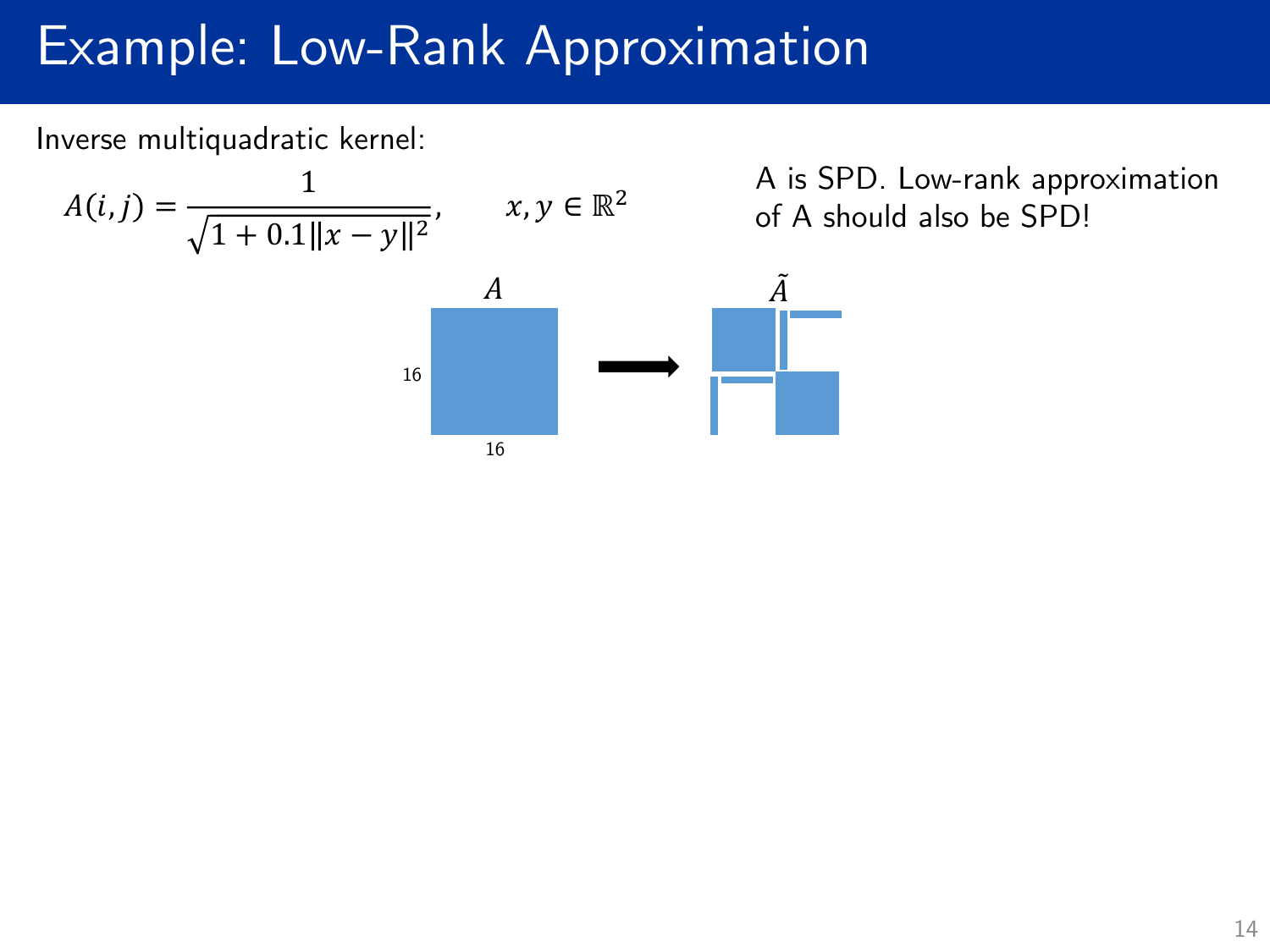# Example: Low-Rank Approximation

Inverse multiquadratic kernel:

$$A(i,j) = \frac{1}{\sqrt{1 + 0.1\|x - y\|^2}}, \qquad x, y \in \mathbb{R}^2$$

A is SPD. Low-rank approximation of A should also be SPD!

$A$

16

16

$\tilde{A}$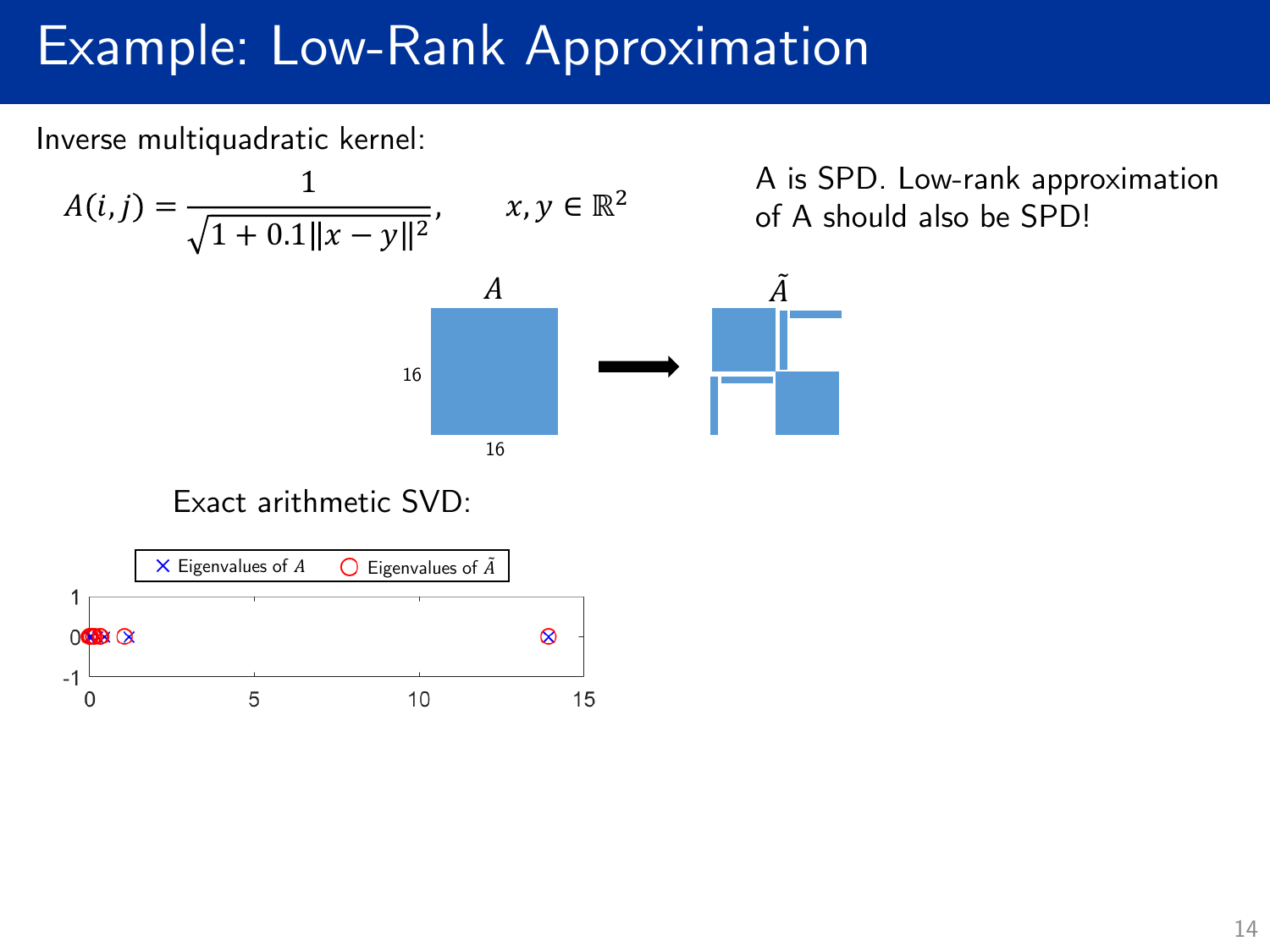# Example: Low-Rank Approximation

Inverse multiquadratic kernel:

$$A(i,j) = \frac{1}{\sqrt{1 + 0.1\|x - y\|^2}}, \qquad x, y \in \mathbb{R}^2$$

A is SPD. Low-rank approximation of A should also be SPD!

$A$ (16 × 16) → $\tilde{A}$

Exact arithmetic SVD:

× Eigenvalues of $A$ ○ Eigenvalues of $\tilde{A}$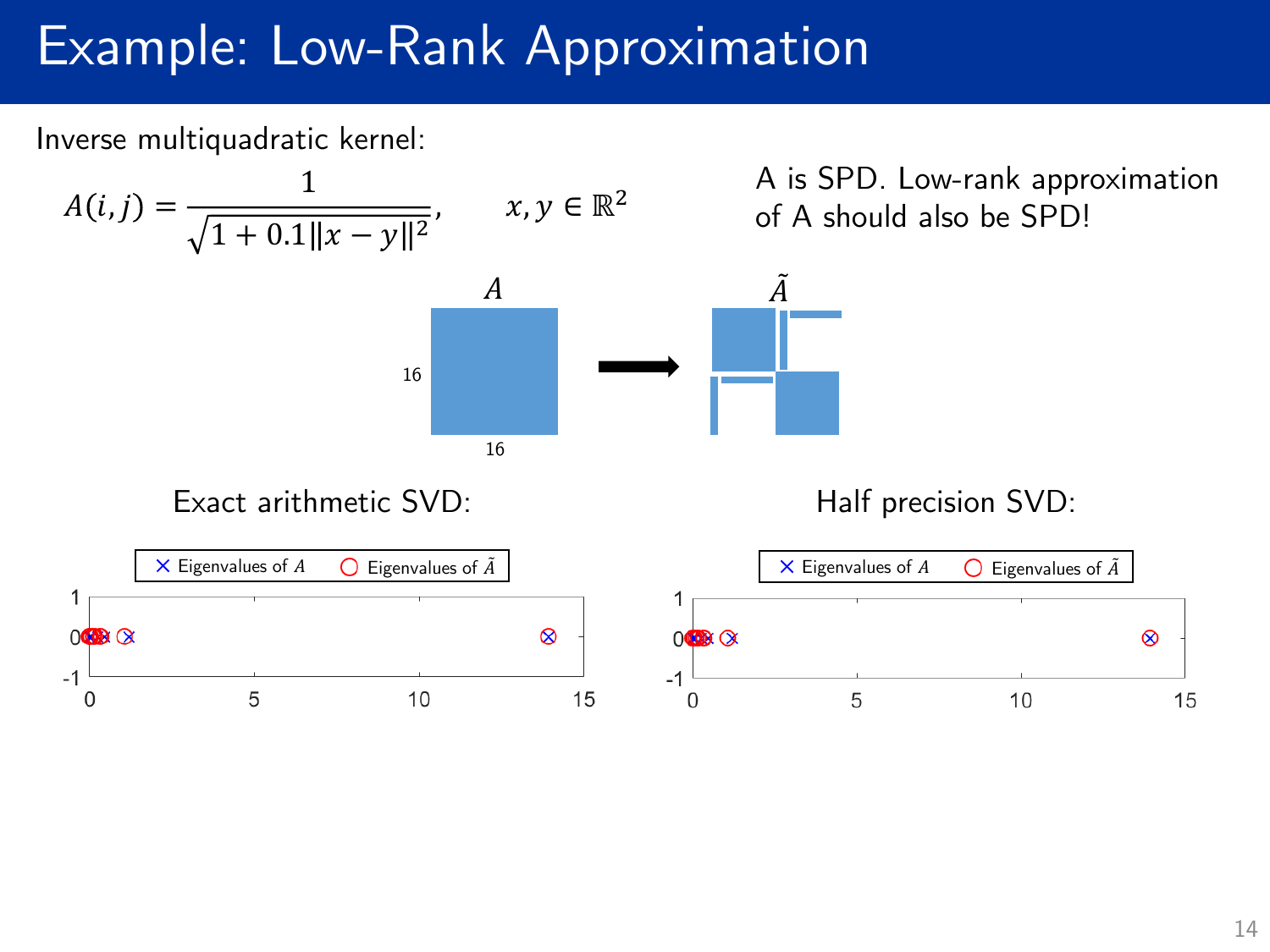# Example: Low-Rank Approximation

Inverse multiquadratic kernel:

$$A(i,j) = \frac{1}{\sqrt{1 + 0.1\|x - y\|^2}}, \qquad x, y \in \mathbb{R}^2$$

A is SPD. Low-rank approximation of A should also be SPD!

Exact arithmetic SVD:

Half precision SVD: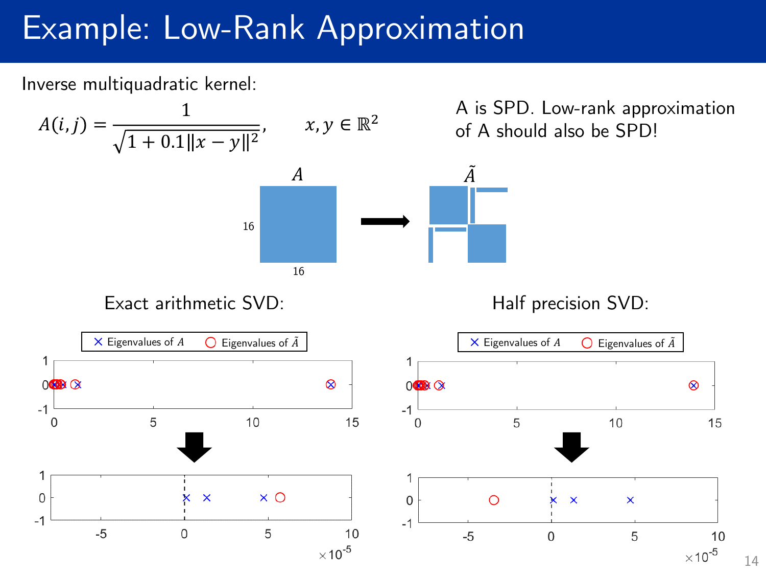# Example: Low-Rank Approximation

Inverse multiquadratic kernel:

$$A(i,j) = \frac{1}{\sqrt{1 + 0.1\|x - y\|^2}}, \qquad x, y \in \mathbb{R}^2$$

A is SPD. Low-rank approximation of A should also be SPD!

$A$ (16 × 16) → $\tilde{A}$

Exact arithmetic SVD:

Half precision SVD:

Eigenvalues of $A$ (×) — Eigenvalues of $\tilde{A}$ (○)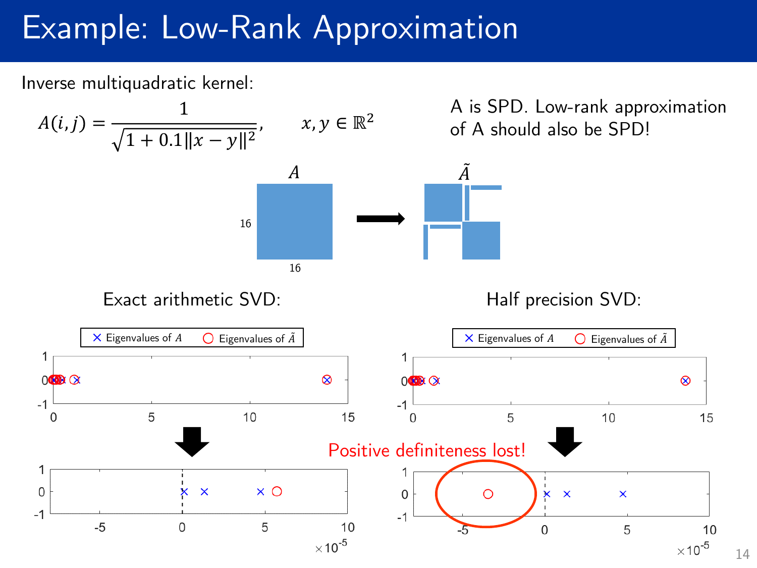# Example: Low-Rank Approximation

Inverse multiquadratic kernel:

$$A(i,j) = \frac{1}{\sqrt{1 + 0.1\|x - y\|^2}}, \qquad x, y \in \mathbb{R}^2$$

A is SPD. Low-rank approximation of A should also be SPD!

$A$ (16 × 16) → $\tilde{A}$

Exact arithmetic SVD:

Half precision SVD:

Eigenvalues of $A$ / Eigenvalues of $\tilde{A}$

Positive definiteness lost!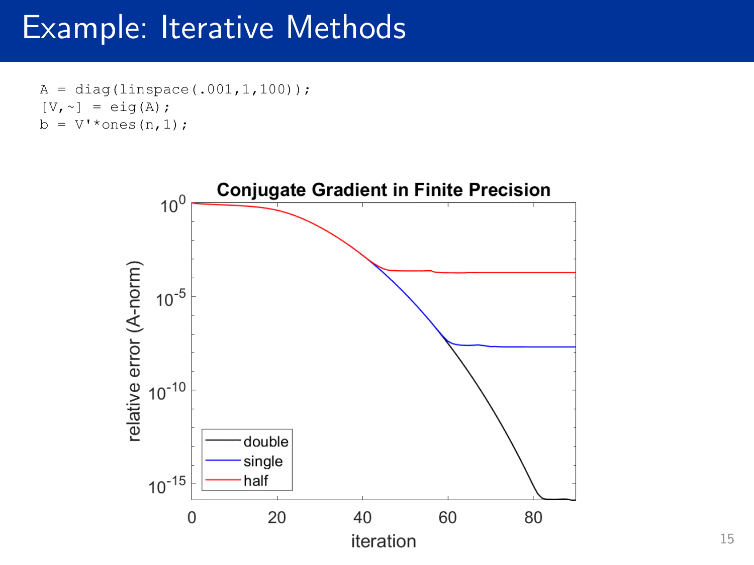# Example: Iterative Methods

```
A = diag(linspace(.001,1,100));
[V,~] = eig(A);
b = V'*ones(n,1);
```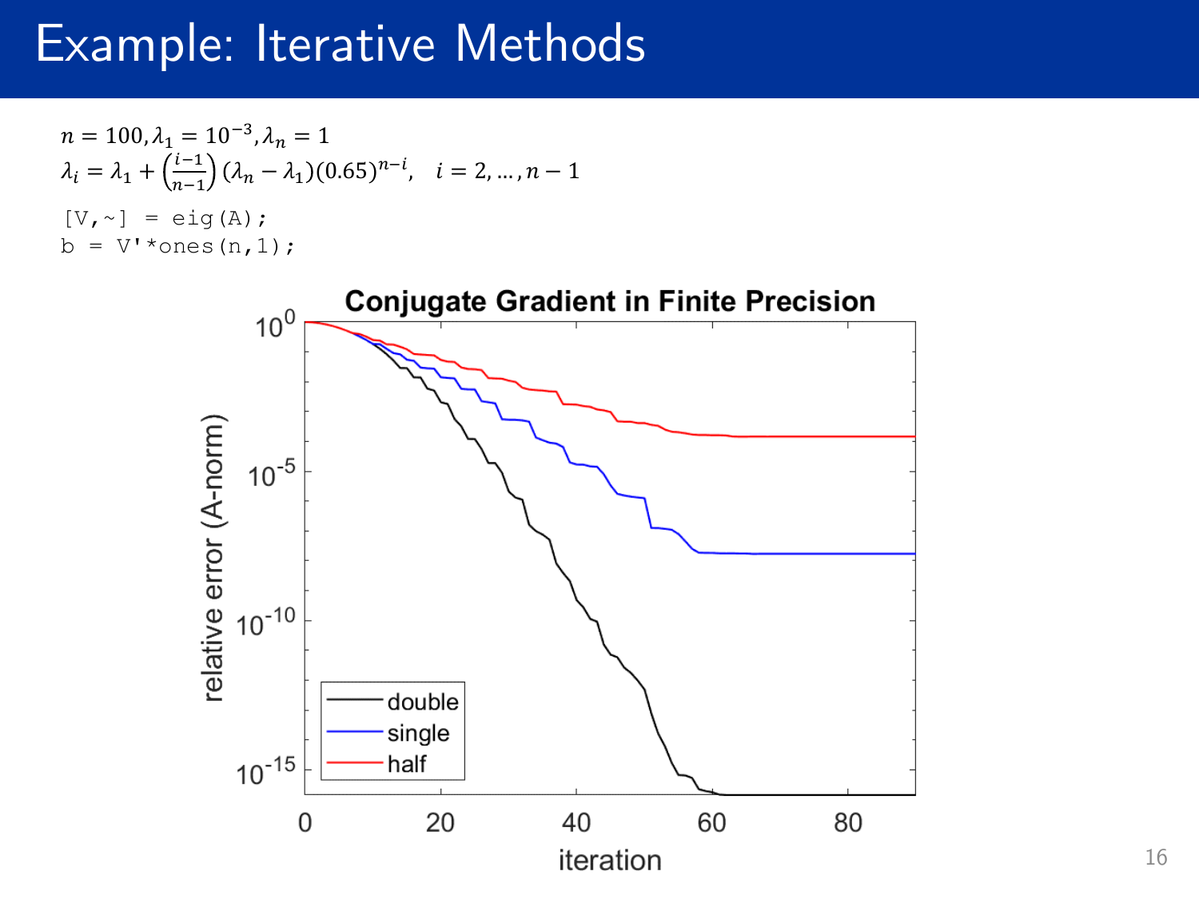# Example: Iterative Methods

$n = 100, \lambda_1 = 10^{-3}, \lambda_n = 1$

$\lambda_i = \lambda_1 + \left(\frac{i-1}{n-1}\right)(\lambda_n - \lambda_1)(0.65)^{n-i}, \quad i = 2, \ldots, n-1$

```
[V,~] = eig(A);
b = V'*ones(n,1);
```

**Conjugate Gradient in Finite Precision**

(Plot: relative error (A-norm) vs. iteration; legend: double, single, half)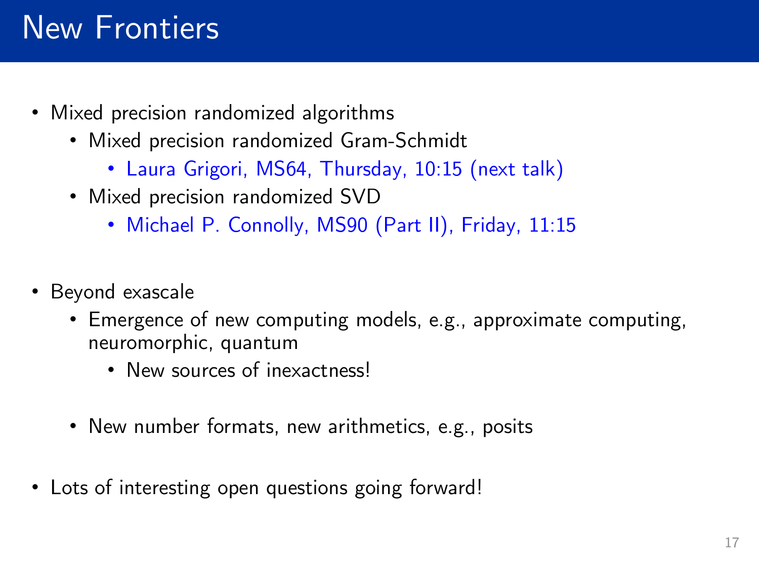# New Frontiers

- Mixed precision randomized algorithms
  - Mixed precision randomized Gram-Schmidt
    - Laura Grigori, MS64, Thursday, 10:15 (next talk)
  - Mixed precision randomized SVD
    - Michael P. Connolly, MS90 (Part II), Friday, 11:15
- Beyond exascale
  - Emergence of new computing models, e.g., approximate computing, neuromorphic, quantum
    - New sources of inexactness!
  - New number formats, new arithmetics, e.g., posits
- Lots of interesting open questions going forward!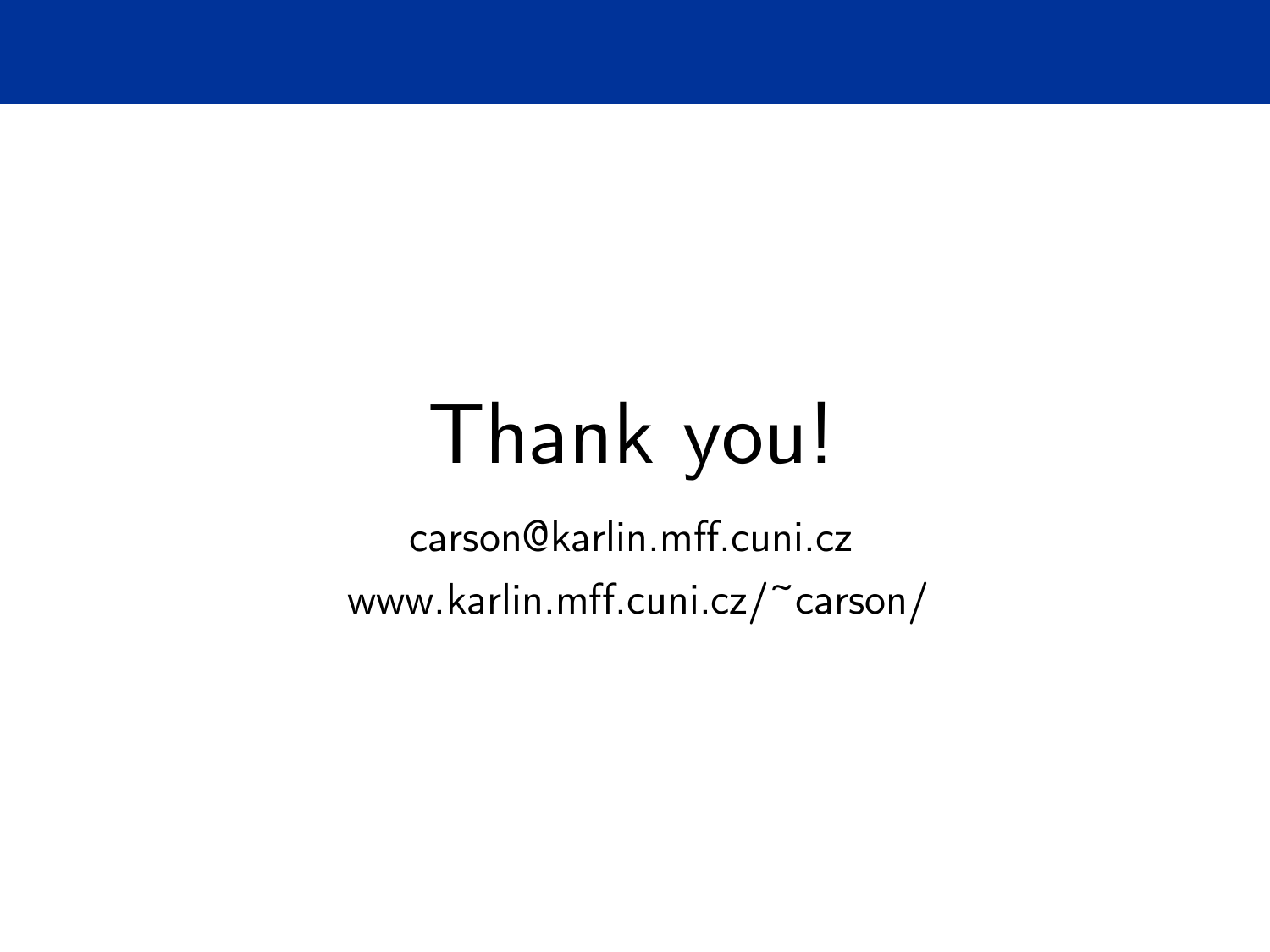# Thank you!

carson@karlin.mff.cuni.cz

www.karlin.mff.cuni.cz/~carson/